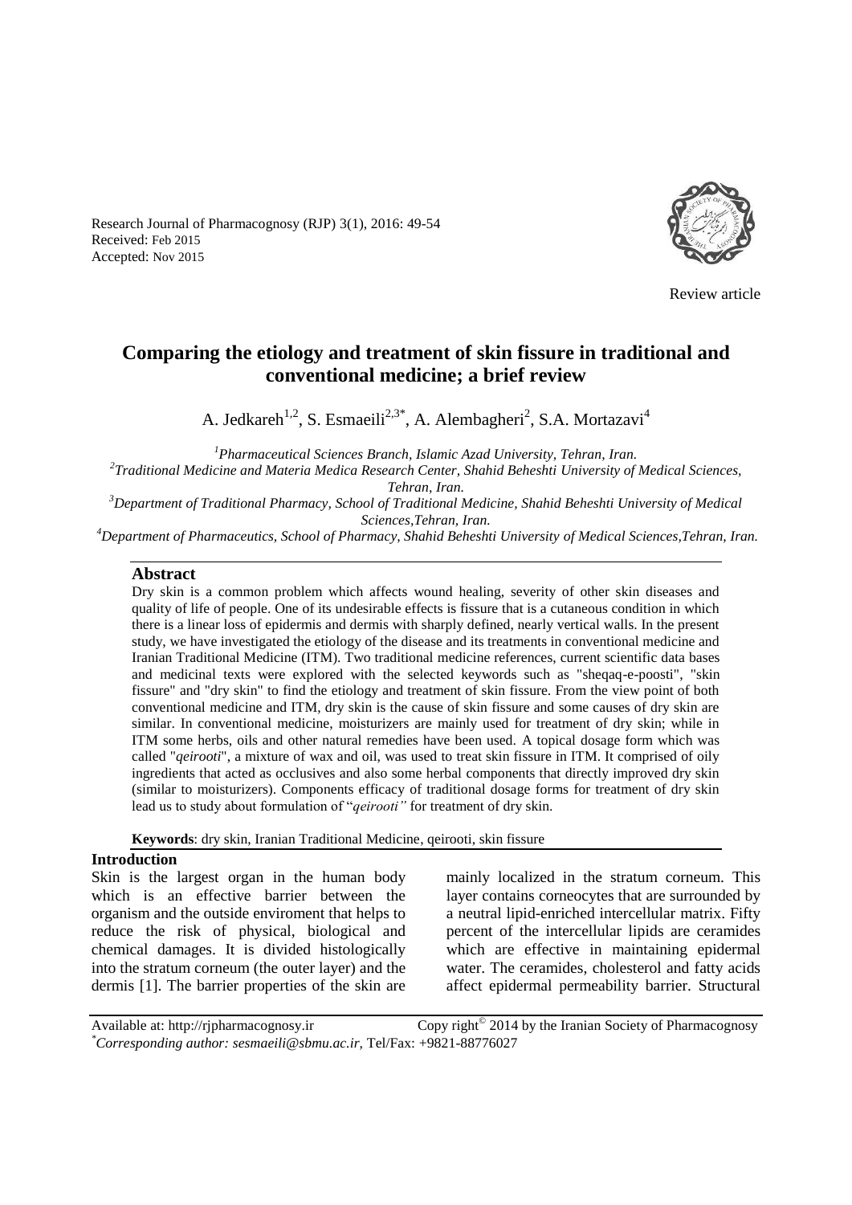Research Journal of Pharmacognosy (RJP) 3(1), 2016: 49-54
Received: Feb 2015
Accepted: Nov 2015

Review article

# Comparing the etiology and treatment of skin fissure in traditional and conventional medicine; a brief review

A. Jedkareh[1,2], S. Esmaeili[2,3*], A. Alembagheri[2], S.A. Mortazavi[4]

[1]*Pharmaceutical Sciences Branch, Islamic Azad University, Tehran, Iran.*
[2]*Traditional Medicine and Materia Medica Research Center, Shahid Beheshti University of Medical Sciences, Tehran, Iran.*
[3]*Department of Traditional Pharmacy, School of Traditional Medicine, Shahid Beheshti University of Medical Sciences,Tehran, Iran.*
[4]*Department of Pharmaceutics, School of Pharmacy, Shahid Beheshti University of Medical Sciences,Tehran, Iran.*

## Abstract

Dry skin is a common problem which affects wound healing, severity of other skin diseases and quality of life of people. One of its undesirable effects is fissure that is a cutaneous condition in which there is a linear loss of epidermis and dermis with sharply defined, nearly vertical walls. In the present study, we have investigated the etiology of the disease and its treatments in conventional medicine and Iranian Traditional Medicine (ITM). Two traditional medicine references, current scientific data bases and medicinal texts were explored with the selected keywords such as "sheqaq-e-poosti", "skin fissure" and "dry skin" to find the etiology and treatment of skin fissure. From the view point of both conventional medicine and ITM, dry skin is the cause of skin fissure and some causes of dry skin are similar. In conventional medicine, moisturizers are mainly used for treatment of dry skin; while in ITM some herbs, oils and other natural remedies have been used. A topical dosage form which was called "*qeirooti*", a mixture of wax and oil, was used to treat skin fissure in ITM. It comprised of oily ingredients that acted as occlusives and also some herbal components that directly improved dry skin (similar to moisturizers). Components efficacy of traditional dosage forms for treatment of dry skin lead us to study about formulation of "*qeirooti"* for treatment of dry skin.

**Keywords**: dry skin, Iranian Traditional Medicine, qeirooti, skin fissure

## Introduction

Skin is the largest organ in the human body which is an effective barrier between the organism and the outside enviroment that helps to reduce the risk of physical, biological and chemical damages. It is divided histologically into the stratum corneum (the outer layer) and the dermis [1]. The barrier properties of the skin are mainly localized in the stratum corneum. This layer contains corneocytes that are surrounded by a neutral lipid-enriched intercellular matrix. Fifty percent of the intercellular lipids are ceramides which are effective in maintaining epidermal water. The ceramides, cholesterol and fatty acids affect epidermal permeability barrier. Structural

Available at: http://rjpharmacognosy.ir Copy right© 2014 by the Iranian Society of Pharmacognosy
*Corresponding author: sesmaeili@sbmu.ac.ir, Tel/Fax: +9821-88776027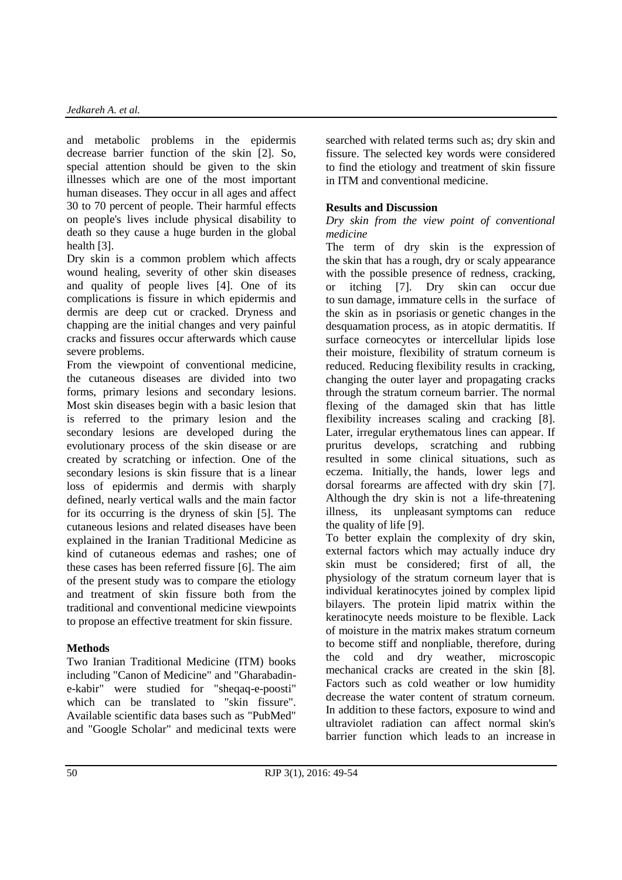and metabolic problems in the epidermis decrease barrier function of the skin [2]. So, special attention should be given to the skin illnesses which are one of the most important human diseases. They occur in all ages and affect 30 to 70 percent of people. Their harmful effects on people's lives include physical disability to death so they cause a huge burden in the global health [3].

Dry skin is a common problem which affects wound healing, severity of other skin diseases and quality of people lives [4]. One of its complications is fissure in which epidermis and dermis are deep cut or cracked. Dryness and chapping are the initial changes and very painful cracks and fissures occur afterwards which cause severe problems.

From the viewpoint of conventional medicine, the cutaneous diseases are divided into two forms, primary lesions and secondary lesions. Most skin diseases begin with a basic lesion that is referred to the primary lesion and the secondary lesions are developed during the evolutionary process of the skin disease or are created by scratching or infection. One of the secondary lesions is skin fissure that is a linear loss of epidermis and dermis with sharply defined, nearly vertical walls and the main factor for its occurring is the dryness of skin [5]. The cutaneous lesions and related diseases have been explained in the Iranian Traditional Medicine as kind of cutaneous edemas and rashes; one of these cases has been referred fissure [6]. The aim of the present study was to compare the etiology and treatment of skin fissure both from the traditional and conventional medicine viewpoints to propose an effective treatment for skin fissure.

## Methods

Two Iranian Traditional Medicine (ITM) books including "Canon of Medicine" and "Gharabadin-e-kabir" were studied for "sheqaq-e-poosti" which can be translated to "skin fissure". Available scientific data bases such as "PubMed" and "Google Scholar" and medicinal texts were searched with related terms such as; dry skin and fissure. The selected key words were considered to find the etiology and treatment of skin fissure in ITM and conventional medicine.

## Results and Discussion

*Dry skin from the view point of conventional medicine*

The term of dry skin is the expression of the skin that has a rough, dry or scaly appearance with the possible presence of redness, cracking, or itching [7]. Dry skin can occur due to sun damage, immature cells in the surface of the skin as in psoriasis or genetic changes in the desquamation process, as in atopic dermatitis. If surface corneocytes or intercellular lipids lose their moisture, flexibility of stratum corneum is reduced. Reducing flexibility results in cracking, changing the outer layer and propagating cracks through the stratum corneum barrier. The normal flexing of the damaged skin that has little flexibility increases scaling and cracking [8]. Later, irregular erythematous lines can appear. If pruritus develops, scratching and rubbing resulted in some clinical situations, such as eczema. Initially, the hands, lower legs and dorsal forearms are affected with dry skin [7]. Although the dry skin is not a life-threatening illness, its unpleasant symptoms can reduce the quality of life [9].

To better explain the complexity of dry skin, external factors which may actually induce dry skin must be considered; first of all, the physiology of the stratum corneum layer that is individual keratinocytes joined by complex lipid bilayers. The protein lipid matrix within the keratinocyte needs moisture to be flexible. Lack of moisture in the matrix makes stratum corneum to become stiff and nonpliable, therefore, during the cold and dry weather, microscopic mechanical cracks are created in the skin [8]. Factors such as cold weather or low humidity decrease the water content of stratum corneum. In addition to these factors, exposure to wind and ultraviolet radiation can affect normal skin's barrier function which leads to an increase in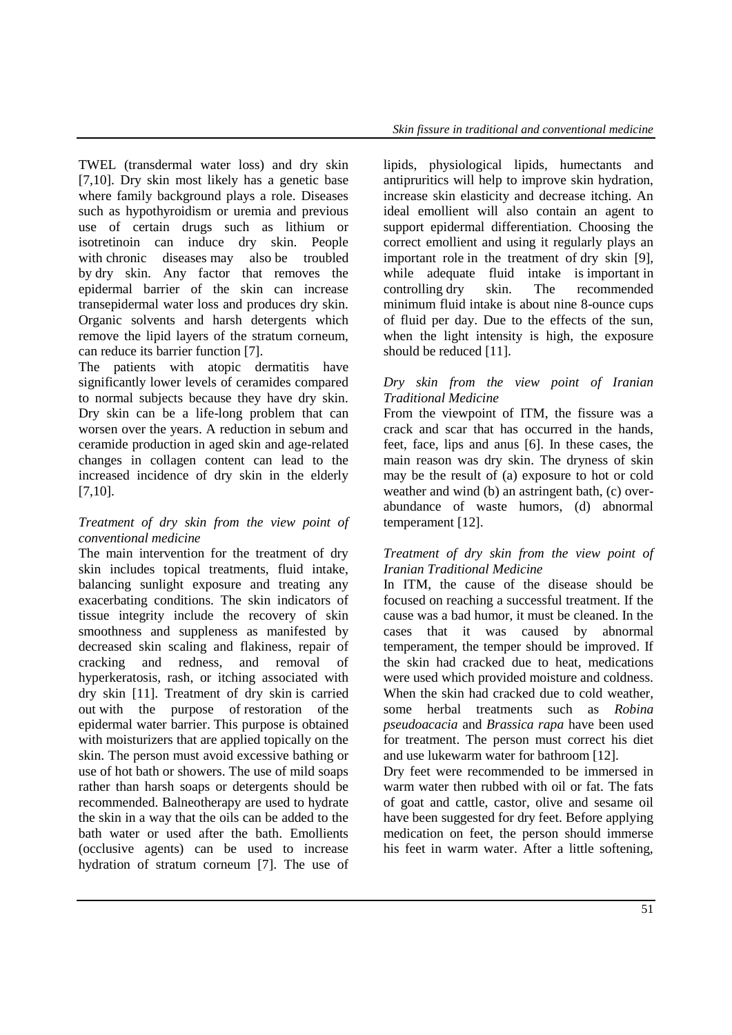TWEL (transdermal water loss) and dry skin [7,10]. Dry skin most likely has a genetic base where family background plays a role. Diseases such as hypothyroidism or uremia and previous use of certain drugs such as lithium or isotretinoin can induce dry skin. People with chronic diseases may also be troubled by dry skin. Any factor that removes the epidermal barrier of the skin can increase transepidermal water loss and produces dry skin. Organic solvents and harsh detergents which remove the lipid layers of the stratum corneum, can reduce its barrier function [7].

The patients with atopic dermatitis have significantly lower levels of ceramides compared to normal subjects because they have dry skin. Dry skin can be a life-long problem that can worsen over the years. A reduction in sebum and ceramide production in aged skin and age-related changes in collagen content can lead to the increased incidence of dry skin in the elderly [7,10].

*Treatment of dry skin from the view point of conventional medicine*

The main intervention for the treatment of dry skin includes topical treatments, fluid intake, balancing sunlight exposure and treating any exacerbating conditions. The skin indicators of tissue integrity include the recovery of skin smoothness and suppleness as manifested by decreased skin scaling and flakiness, repair of cracking and redness, and removal of hyperkeratosis, rash, or itching associated with dry skin [11]. Treatment of dry skin is carried out with the purpose of restoration of the epidermal water barrier. This purpose is obtained with moisturizers that are applied topically on the skin. The person must avoid excessive bathing or use of hot bath or showers. The use of mild soaps rather than harsh soaps or detergents should be recommended. Balneotherapy are used to hydrate the skin in a way that the oils can be added to the bath water or used after the bath. Emollients (occlusive agents) can be used to increase hydration of stratum corneum [7]. The use of lipids, physiological lipids, humectants and antipruritics will help to improve skin hydration, increase skin elasticity and decrease itching. An ideal emollient will also contain an agent to support epidermal differentiation. Choosing the correct emollient and using it regularly plays an important role in the treatment of dry skin [9], while adequate fluid intake is important in controlling dry skin. The recommended minimum fluid intake is about nine 8-ounce cups of fluid per day. Due to the effects of the sun, when the light intensity is high, the exposure should be reduced [11].

*Dry skin from the view point of Iranian Traditional Medicine*

From the viewpoint of ITM, the fissure was a crack and scar that has occurred in the hands, feet, face, lips and anus [6]. In these cases, the main reason was dry skin. The dryness of skin may be the result of (a) exposure to hot or cold weather and wind (b) an astringent bath, (c) over-abundance of waste humors, (d) abnormal temperament [12].

*Treatment of dry skin from the view point of Iranian Traditional Medicine*

In ITM, the cause of the disease should be focused on reaching a successful treatment. If the cause was a bad humor, it must be cleaned. In the cases that it was caused by abnormal temperament, the temper should be improved. If the skin had cracked due to heat, medications were used which provided moisture and coldness. When the skin had cracked due to cold weather, some herbal treatments such as *Robina pseudoacacia* and *Brassica rapa* have been used for treatment. The person must correct his diet and use lukewarm water for bathroom [12].

Dry feet were recommended to be immersed in warm water then rubbed with oil or fat. The fats of goat and cattle, castor, olive and sesame oil have been suggested for dry feet. Before applying medication on feet, the person should immerse his feet in warm water. After a little softening,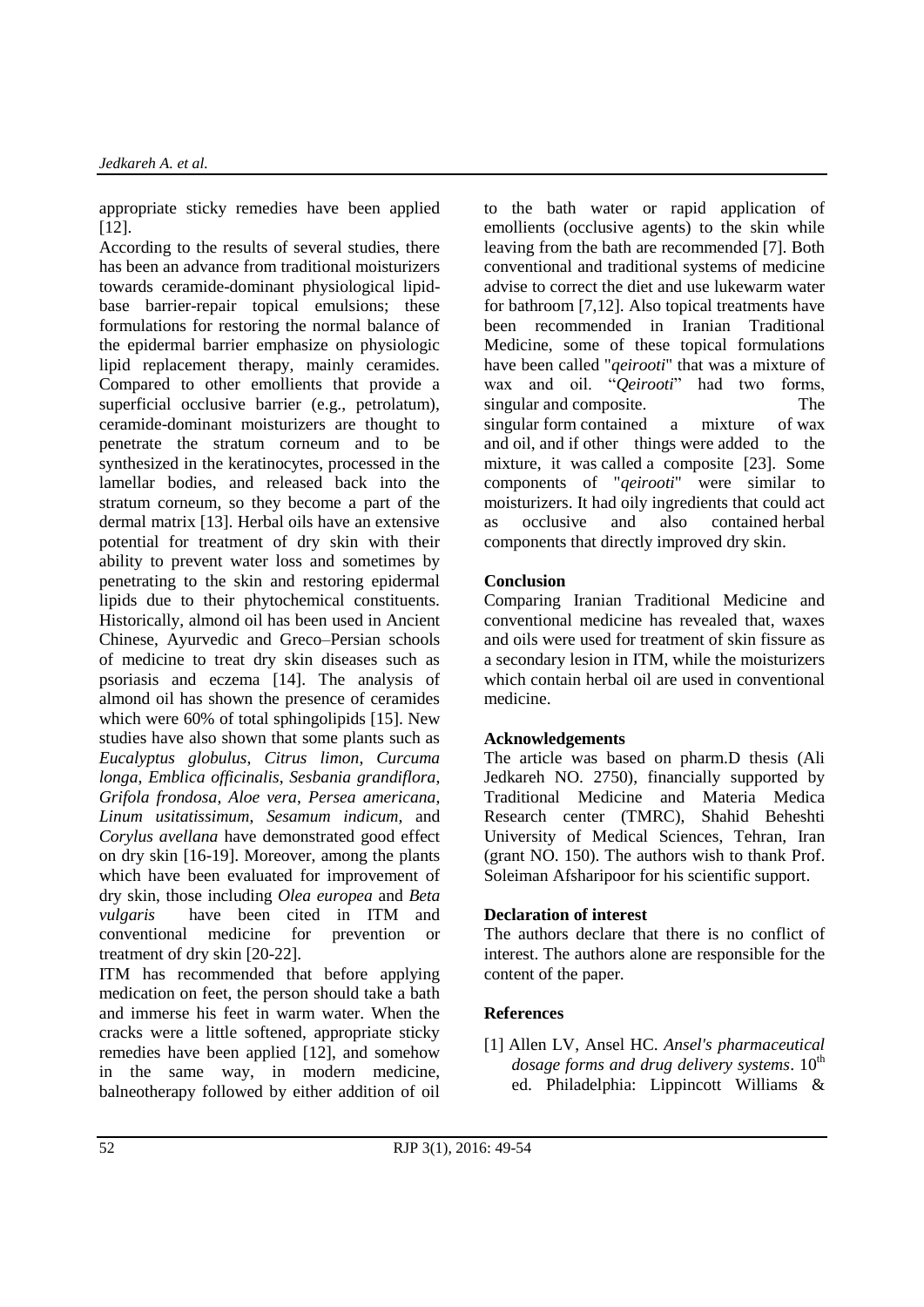appropriate sticky remedies have been applied [12].

According to the results of several studies, there has been an advance from traditional moisturizers towards ceramide-dominant physiological lipid-base barrier-repair topical emulsions; these formulations for restoring the normal balance of the epidermal barrier emphasize on physiologic lipid replacement therapy, mainly ceramides. Compared to other emollients that provide a superficial occlusive barrier (e.g., petrolatum), ceramide-dominant moisturizers are thought to penetrate the stratum corneum and to be synthesized in the keratinocytes, processed in the lamellar bodies, and released back into the stratum corneum, so they become a part of the dermal matrix [13]. Herbal oils have an extensive potential for treatment of dry skin with their ability to prevent water loss and sometimes by penetrating to the skin and restoring epidermal lipids due to their phytochemical constituents. Historically, almond oil has been used in Ancient Chinese, Ayurvedic and Greco–Persian schools of medicine to treat dry skin diseases such as psoriasis and eczema [14]. The analysis of almond oil has shown the presence of ceramides which were 60% of total sphingolipids [15]. New studies have also shown that some plants such as *Eucalyptus globulus*, *Citrus limon*, *Curcuma longa*, *Emblica officinalis*, *Sesbania grandiflora*, *Grifola frondosa*, *Aloe vera*, *Persea americana*, *Linum usitatissimum*, *Sesamum indicum,* and *Corylus avellana* have demonstrated good effect on dry skin [16-19]. Moreover, among the plants which have been evaluated for improvement of dry skin, those including *Olea europea* and *Beta vulgaris* have been cited in ITM and conventional medicine for prevention or treatment of dry skin [20-22].

ITM has recommended that before applying medication on feet, the person should take a bath and immerse his feet in warm water. When the cracks were a little softened, appropriate sticky remedies have been applied [12], and somehow in the same way, in modern medicine, balneotherapy followed by either addition of oil to the bath water or rapid application of emollients (occlusive agents) to the skin while leaving from the bath are recommended [7]. Both conventional and traditional systems of medicine advise to correct the diet and use lukewarm water for bathroom [7,12]. Also topical treatments have been recommended in Iranian Traditional Medicine, some of these topical formulations have been called "*qeirooti*" that was a mixture of wax and oil. "*Qeirooti*" had two forms, singular and composite. The singular form contained a mixture of wax and oil, and if other things were added to the mixture, it was called a composite [23]. Some components of "*qeirooti*" were similar to moisturizers. It had oily ingredients that could act as occlusive and also contained herbal components that directly improved dry skin.

## Conclusion

Comparing Iranian Traditional Medicine and conventional medicine has revealed that, waxes and oils were used for treatment of skin fissure as a secondary lesion in ITM, while the moisturizers which contain herbal oil are used in conventional medicine.

## Acknowledgements

The article was based on pharm.D thesis (Ali Jedkareh NO. 2750), financially supported by Traditional Medicine and Materia Medica Research center (TMRC), Shahid Beheshti University of Medical Sciences, Tehran, Iran (grant NO. 150). The authors wish to thank Prof. Soleiman Afsharipoor for his scientific support.

## Declaration of interest

The authors declare that there is no conflict of interest. The authors alone are responsible for the content of the paper.

## References

[1] Allen LV, Ansel HC. *Ansel's pharmaceutical dosage forms and drug delivery systems*. 10th ed. Philadelphia: Lippincott Williams &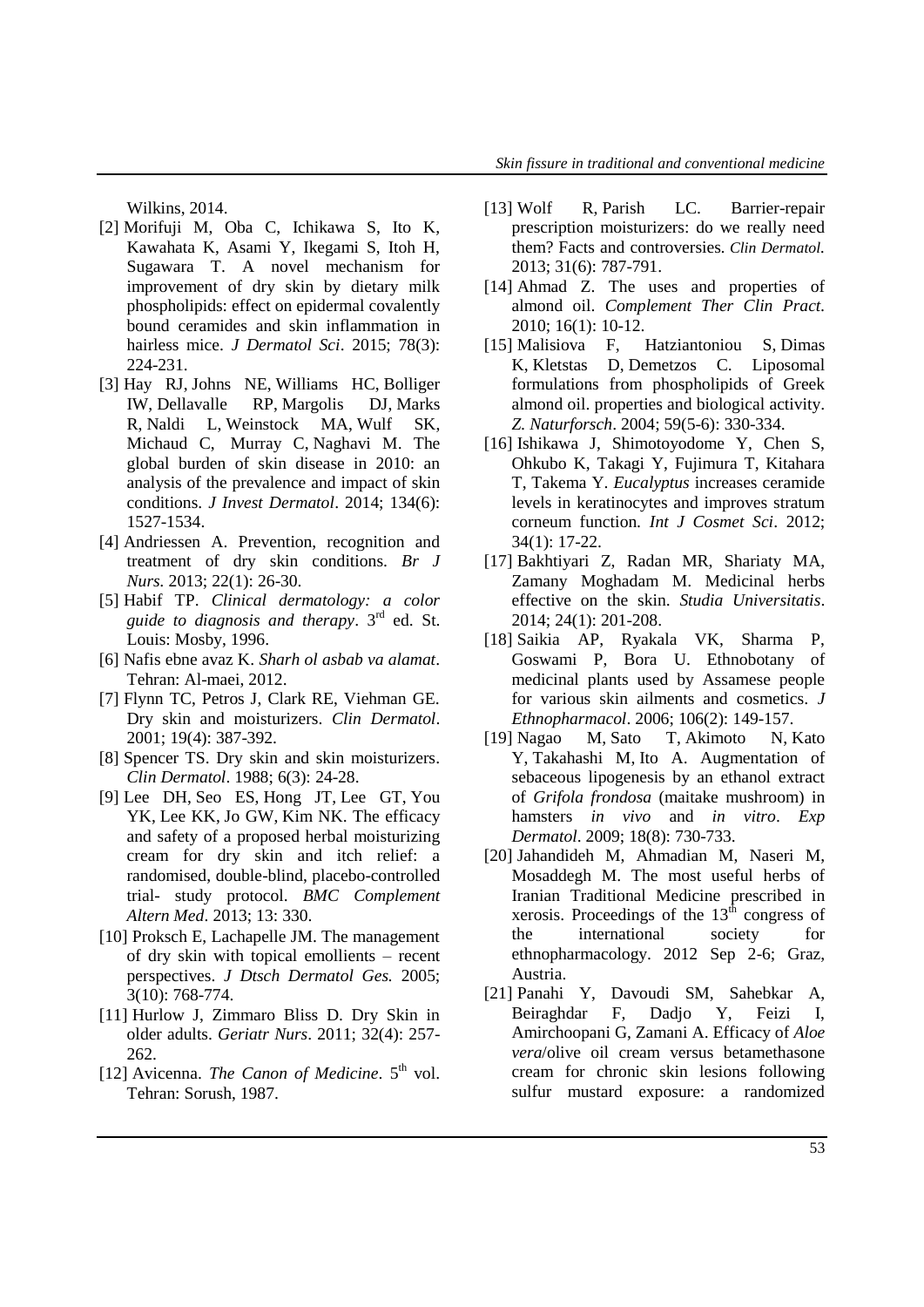Wilkins, 2014.

[2] Morifuji M, Oba C, Ichikawa S, Ito K, Kawahata K, Asami Y, Ikegami S, Itoh H, Sugawara T. A novel mechanism for improvement of dry skin by dietary milk phospholipids: effect on epidermal covalently bound ceramides and skin inflammation in hairless mice. *J Dermatol Sci*. 2015; 78(3): 224-231.

[3] Hay RJ, Johns NE, Williams HC, Bolliger IW, Dellavalle RP, Margolis DJ, Marks R, Naldi L, Weinstock MA, Wulf SK, Michaud C, Murray C, Naghavi M. The global burden of skin disease in 2010: an analysis of the prevalence and impact of skin conditions. *J Invest Dermatol*. 2014; 134(6): 1527-1534.

[4] Andriessen A. Prevention, recognition and treatment of dry skin conditions. *Br J Nurs.* 2013; 22(1): 26-30.

[5] Habif TP. *Clinical dermatology: a color guide to diagnosis and therapy*. 3rd ed. St. Louis: Mosby, 1996.

[6] Nafis ebne avaz K. *Sharh ol asbab va alamat*. Tehran: Al-maei, 2012.

[7] Flynn TC, Petros J, Clark RE, Viehman GE. Dry skin and moisturizers. *Clin Dermatol*. 2001; 19(4): 387-392.

[8] Spencer TS. Dry skin and skin moisturizers. *Clin Dermatol*. 1988; 6(3): 24-28.

[9] Lee DH, Seo ES, Hong JT, Lee GT, You YK, Lee KK, Jo GW, Kim NK. The efficacy and safety of a proposed herbal moisturizing cream for dry skin and itch relief: a randomised, double-blind, placebo-controlled trial- study protocol. *BMC Complement Altern Med*. 2013; 13: 330.

[10] Proksch E, Lachapelle JM. The management of dry skin with topical emollients – recent perspectives. *J Dtsch Dermatol Ges.* 2005; 3(10): 768-774.

[11] Hurlow J, Zimmaro Bliss D. Dry Skin in older adults. *Geriatr Nurs*. 2011; 32(4): 257-262.

[12] Avicenna. *The Canon of Medicine*. 5th vol. Tehran: Sorush, 1987.

[13] Wolf R, Parish LC. Barrier-repair prescription moisturizers: do we really need them? Facts and controversies. *Clin Dermatol.* 2013; 31(6): 787-791.

[14] Ahmad Z. The uses and properties of almond oil. *Complement Ther Clin Pract.* 2010; 16(1): 10-12.

[15] Malisiova F, Hatziantoniou S, Dimas K, Kletstas D, Demetzos C. Liposomal formulations from phospholipids of Greek almond oil. properties and biological activity. *Z. Naturforsch*. 2004; 59(5-6): 330-334.

[16] Ishikawa J, Shimotoyodome Y, Chen S, Ohkubo K, Takagi Y, Fujimura T, Kitahara T, Takema Y. *Eucalyptus* increases ceramide levels in keratinocytes and improves stratum corneum function. *Int J Cosmet Sci*. 2012; 34(1): 17-22.

[17] Bakhtiyari Z, Radan MR, Shariaty MA, Zamany Moghadam M. Medicinal herbs effective on the skin. *Studia Universitatis*. 2014; 24(1): 201-208.

[18] Saikia AP, Ryakala VK, Sharma P, Goswami P, Bora U. Ethnobotany of medicinal plants used by Assamese people for various skin ailments and cosmetics. *J Ethnopharmacol*. 2006; 106(2): 149-157.

[19] Nagao M, Sato T, Akimoto N, Kato Y, Takahashi M, Ito A. Augmentation of sebaceous lipogenesis by an ethanol extract of *Grifola frondosa* (maitake mushroom) in hamsters *in vivo* and *in vitro*. *Exp Dermatol*. 2009; 18(8): 730-733.

[20] Jahandideh M, Ahmadian M, Naseri M, Mosaddegh M. The most useful herbs of Iranian Traditional Medicine prescribed in xerosis. Proceedings of the 13th congress of the international society for ethnopharmacology. 2012 Sep 2-6; Graz, Austria.

[21] Panahi Y, Davoudi SM, Sahebkar A, Beiraghdar F, Dadjo Y, Feizi I, Amirchoopani G, Zamani A. Efficacy of *Aloe vera*/olive oil cream versus betamethasone cream for chronic skin lesions following sulfur mustard exposure: a randomized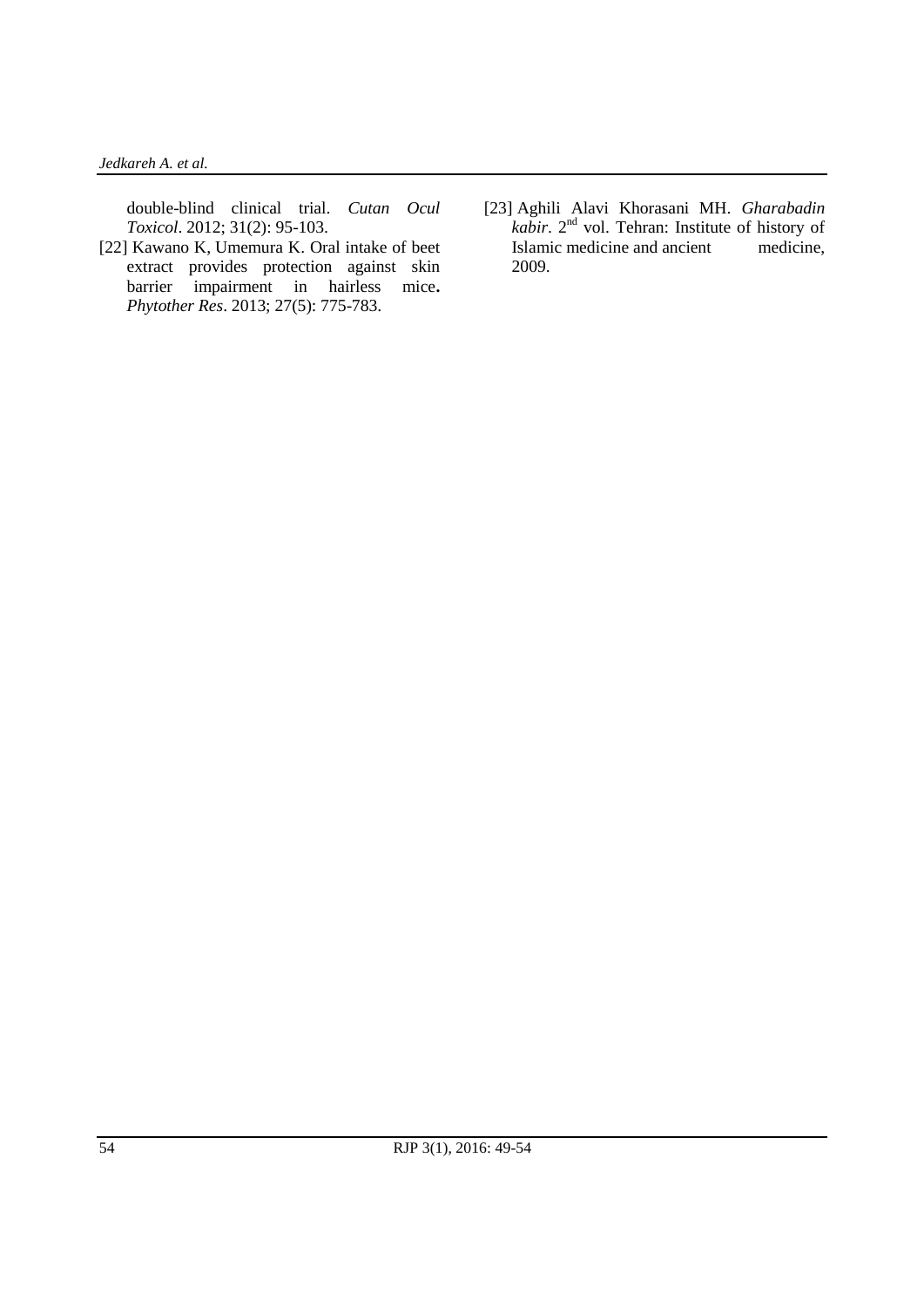double-blind clinical trial. *Cutan Ocul Toxicol*. 2012; 31(2): 95-103.

[22] Kawano K, Umemura K. Oral intake of beet extract provides protection against skin barrier impairment in hairless mice. *Phytother Res*. 2013; 27(5): 775-783.

[23] Aghili Alavi Khorasani MH. *Gharabadin kabir*. 2nd vol. Tehran: Institute of history of Islamic medicine and ancient medicine, 2009.